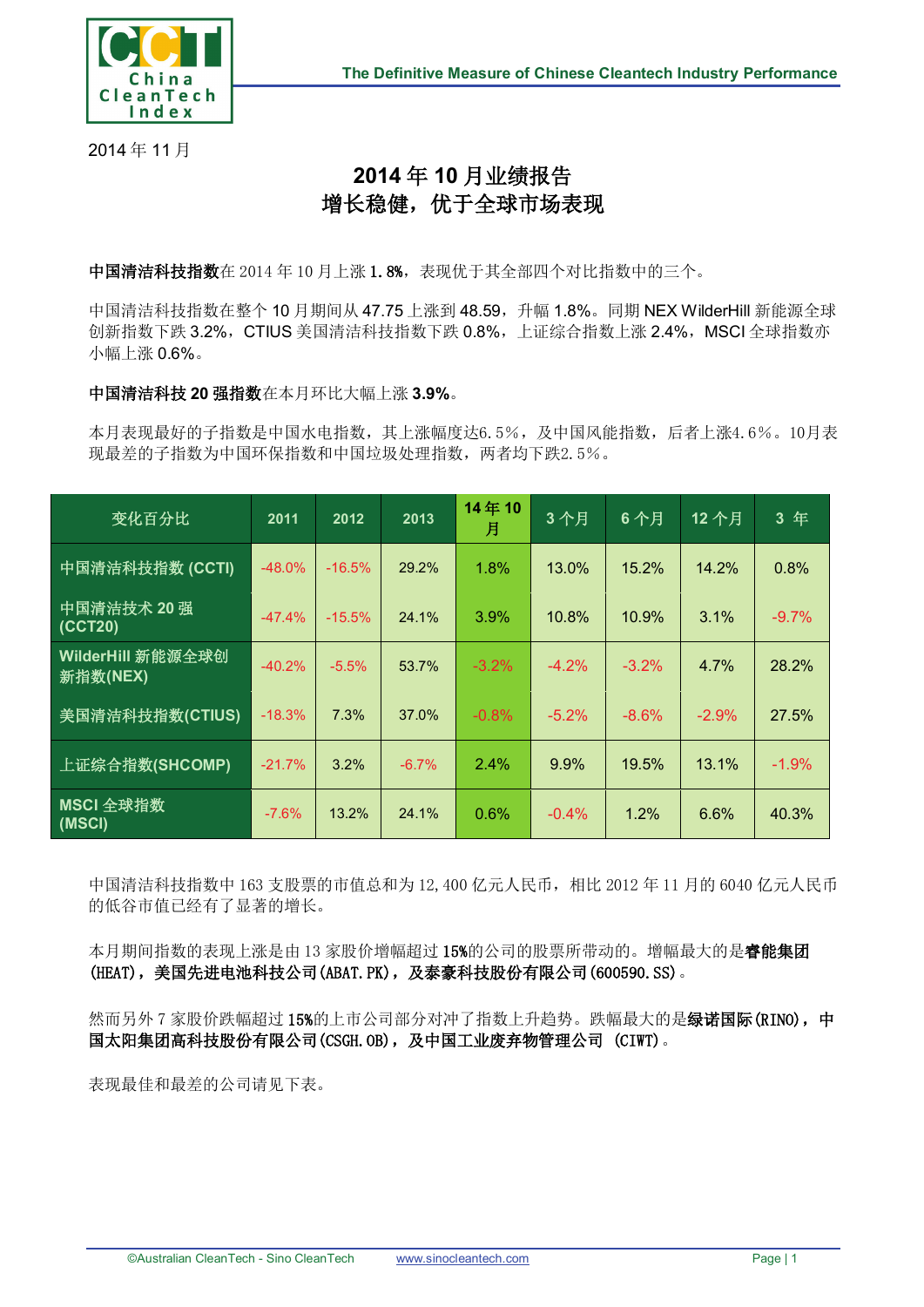2014 年 11 月

# 2014 年 10 月业绩报告
## 增长稳健，优于全球市场表现

**中国清洁科技指数**在 2014 年 10 月上涨 1.8%，表现优于其全部四个对比指数中的三个。

中国清洁科技指数在整个 10 月期间从 47.75 上涨到 48.59，升幅 1.8%。同期 NEX WilderHill 新能源全球创新指数下跌 3.2%，CTIUS 美国清洁科技指数下跌 0.8%，上证综合指数上涨 2.4%，MSCI 全球指数亦小幅上涨 0.6%。

**中国清洁科技 20 强指数**在本月环比大幅上涨 **3.9%**。

本月表现最好的子指数是中国水电指数，其上涨幅度达6.5%，及中国风能指数，后者上涨4.6%。10月表现最差的子指数为中国环保指数和中国垃圾处理指数，两者均下跌2.5%。

| 变化百分比 | 2011 | 2012 | 2013 | 14 年 10 月 | 3 个月 | 6 个月 | 12 个月 | 3 年 |
|---|---|---|---|---|---|---|---|---|
| 中国清洁科技指数 (CCTI) | -48.0% | -16.5% | 29.2% | 1.8% | 13.0% | 15.2% | 14.2% | 0.8% |
| 中国清洁技术 20 强 (CCT20) | -47.4% | -15.5% | 24.1% | 3.9% | 10.8% | 10.9% | 3.1% | -9.7% |
| WilderHill 新能源全球创新指数(NEX) | -40.2% | -5.5% | 53.7% | -3.2% | -4.2% | -3.2% | 4.7% | 28.2% |
| 美国清洁科技指数(CTIUS) | -18.3% | 7.3% | 37.0% | -0.8% | -5.2% | -8.6% | -2.9% | 27.5% |
| 上证综合指数(SHCOMP) | -21.7% | 3.2% | -6.7% | 2.4% | 9.9% | 19.5% | 13.1% | -1.9% |
| MSCI 全球指数 (MSCI) | -7.6% | 13.2% | 24.1% | 0.6% | -0.4% | 1.2% | 6.6% | 40.3% |

中国清洁科技指数中 163 支股票的市值总和为 12,400 亿元人民币，相比 2012 年 11 月的 6040 亿元人民币的低谷市值已经有了显著的增长。

本月期间指数的表现上涨是由 13 家股价增幅超过 15%的公司的股票所带动的。增幅最大的是**睿能集团(HEAT)，美国先进电池科技公司(ABAT.PK)，及泰豪科技股份有限公司(600590.SS)**。

然而另外 7 家股价跌幅超过 15%的上市公司部分对冲了指数上升趋势。跌幅最大的是**绿诺国际(RINO)，中国太阳集团高科技股份有限公司(CSGH.OB)，及中国工业废弃物管理公司 (CIWT)**。

表现最佳和最差的公司请见下表。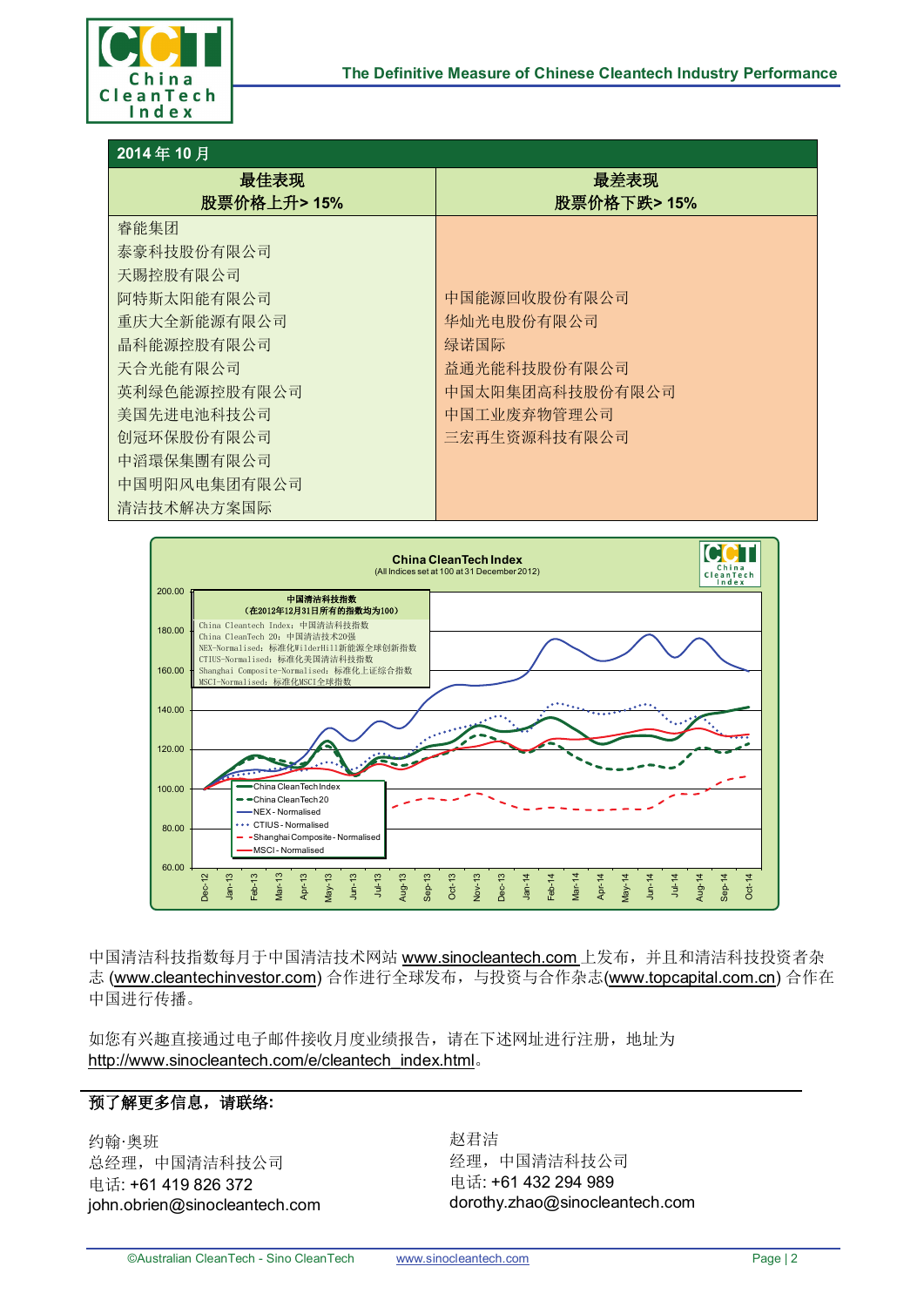| 2014 年 10 月 | |
|---|---|
| **最佳表现 股票价格上升> 15%** | **最差表现 股票价格下跌> 15%** |
| 睿能集团 | |
| 泰豪科技股份有限公司 | |
| 天赐控股有限公司 | |
| 阿特斯太阳能有限公司 | 中国能源回收股份有限公司 |
| 重庆大全新能源有限公司 | 华灿光电股份有限公司 |
| 晶科能源控股有限公司 | 绿诺国际 |
| 天合光能有限公司 | 益通光能科技股份有限公司 |
| 英利绿色能源控股有限公司 | 中国太阳集团高科技股份有限公司 |
| 美国先进电池科技公司 | 中国工业废弃物管理公司 |
| 创冠环保股份有限公司 | 三宏再生资源科技有限公司 |
| 中滔環保集團有限公司 | |
| 中国明阳风电集团有限公司 | |
| 清洁技术解决方案国际 | |

China CleanTech Index
(All Indices set at 100 at 31 December 2012)

中国清洁科技指数
（在2012年12月31日所有的指数均为100）
China Cleantech Index：中国清洁科技指数
China CleanTech 20：中国清洁技术20强
NEX-Normalised：标准化WilderHill新能源全球创新指数
CTIUS-Normalised：标准化美国清洁科技指数
Shanghai Composite-Normalised：标准化上证综合指数
MSCI-Normalised：标准化MSCI全球指数

China CleanTech Index
China CleanTech 20
NEX - Normalised
CTIUS - Normalised
Shanghai Composite - Normalised
MSCI - Normalised

200.00
180.00
160.00
140.00
120.00
100.00
80.00
60.00

Dec-12, Jan-13, Feb-13, Mar-13, Apr-13, May-13, Jun-13, Jul-13, Aug-13, Sep-13, Oct-13, Nov-13, Dec-13, Jan-14, Feb-14, Mar-14, Apr-14, May-14, Jun-14, Jul-14, Aug-14, Sep-14, Oct-14

中国清洁科技指数每月于中国清洁技术网站 www.sinocleantech.com 上发布，并且和清洁科技投资者杂志 (www.cleantechinvestor.com) 合作进行全球发布，与投资与合作杂志(www.topcapital.com.cn) 合作在中国进行传播。

如您有兴趣直接通过电子邮件接收月度业绩报告，请在下述网址进行注册，地址为 http://www.sinocleantech.com/e/cleantech_index.html。

**预了解更多信息，请联络:**

约翰·奥班
总经理，中国清洁科技公司
电话: +61 419 826 372
john.obrien@sinocleantech.com

赵君洁
经理，中国清洁科技公司
电话: +61 432 294 989
dorothy.zhao@sinocleantech.com